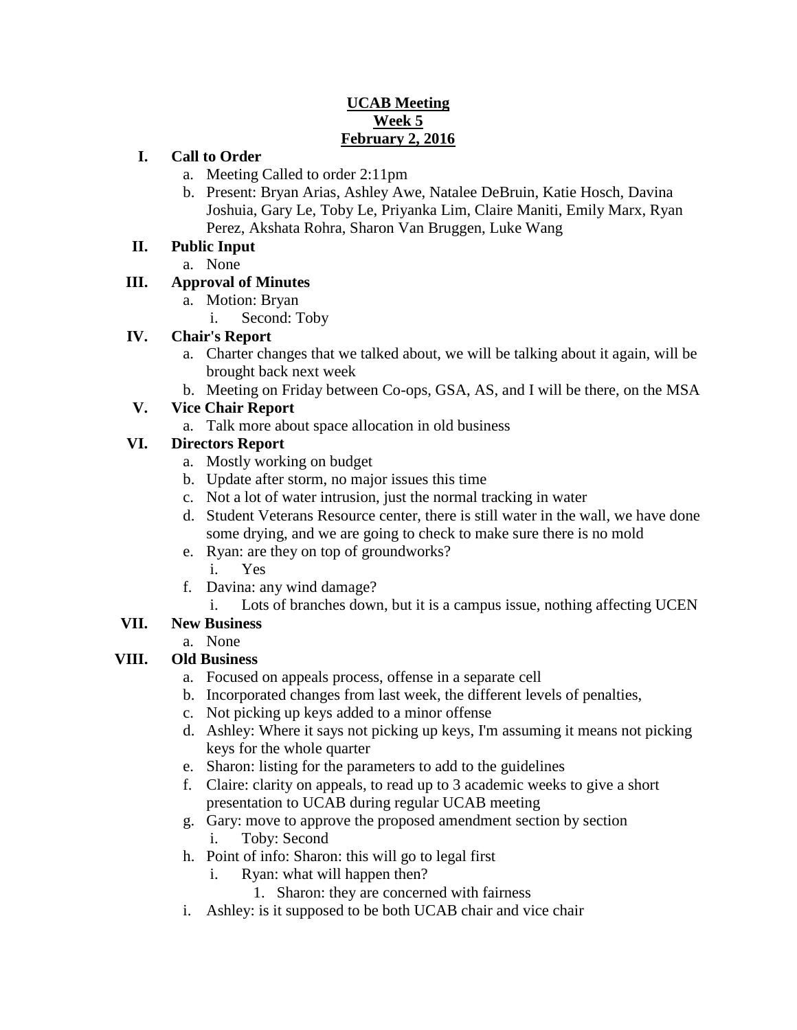**UCAB Meeting**
**Week 5**
**February 2, 2016**

I. **Call to Order**
   a. Meeting Called to order 2:11pm
   b. Present: Bryan Arias, Ashley Awe, Natalee DeBruin, Katie Hosch, Davina Joshuia, Gary Le, Toby Le, Priyanka Lim, Claire Maniti, Emily Marx, Ryan Perez, Akshata Rohra, Sharon Van Bruggen, Luke Wang

II. **Public Input**
   a. None

III. **Approval of Minutes**
   a. Motion: Bryan
      i. Second: Toby

IV. **Chair's Report**
   a. Charter changes that we talked about, we will be talking about it again, will be brought back next week
   b. Meeting on Friday between Co-ops, GSA, AS, and I will be there, on the MSA

V. **Vice Chair Report**
   a. Talk more about space allocation in old business

VI. **Directors Report**
   a. Mostly working on budget
   b. Update after storm, no major issues this time
   c. Not a lot of water intrusion, just the normal tracking in water
   d. Student Veterans Resource center, there is still water in the wall, we have done some drying, and we are going to check to make sure there is no mold
   e. Ryan: are they on top of groundworks?
      i. Yes
   f. Davina: any wind damage?
      i. Lots of branches down, but it is a campus issue, nothing affecting UCEN

VII. **New Business**
   a. None

VIII. **Old Business**
   a. Focused on appeals process, offense in a separate cell
   b. Incorporated changes from last week, the different levels of penalties,
   c. Not picking up keys added to a minor offense
   d. Ashley: Where it says not picking up keys, I'm assuming it means not picking keys for the whole quarter
   e. Sharon: listing for the parameters to add to the guidelines
   f. Claire: clarity on appeals, to read up to 3 academic weeks to give a short presentation to UCAB during regular UCAB meeting
   g. Gary: move to approve the proposed amendment section by section
      i. Toby: Second
   h. Point of info: Sharon: this will go to legal first
      i. Ryan: what will happen then?
         1. Sharon: they are concerned with fairness
   i. Ashley: is it supposed to be both UCAB chair and vice chair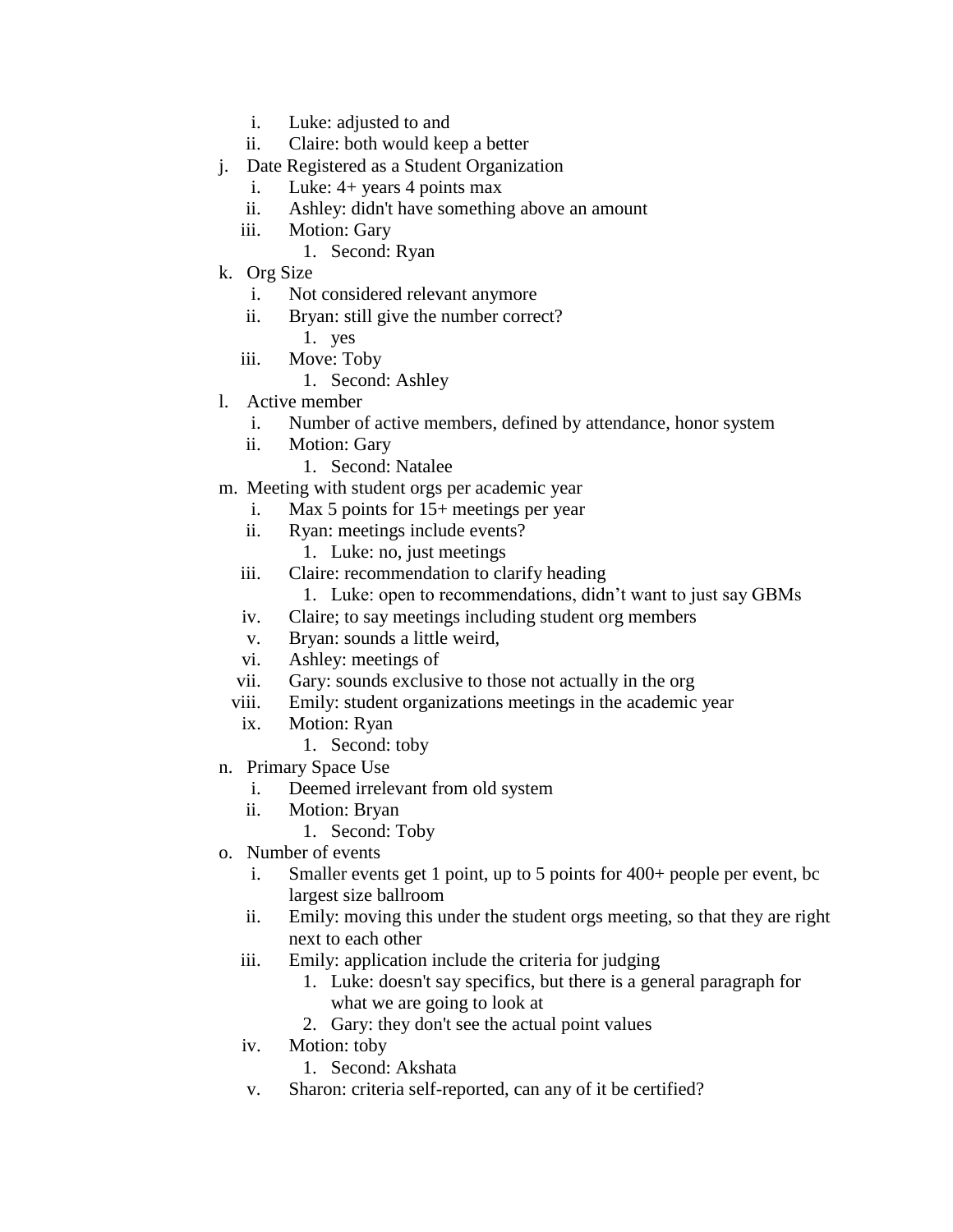i. Luke: adjusted to and
ii. Claire: both would keep a better

j. Date Registered as a Student Organization
    i. Luke: 4+ years 4 points max
    ii. Ashley: didn't have something above an amount
    iii. Motion: Gary
        1. Second: Ryan

k. Org Size
    i. Not considered relevant anymore
    ii. Bryan: still give the number correct?
        1. yes
    iii. Move: Toby
        1. Second: Ashley

l. Active member
    i. Number of active members, defined by attendance, honor system
    ii. Motion: Gary
        1. Second: Natalee

m. Meeting with student orgs per academic year
    i. Max 5 points for 15+ meetings per year
    ii. Ryan: meetings include events?
        1. Luke: no, just meetings
    iii. Claire: recommendation to clarify heading
        1. Luke: open to recommendations, didn't want to just say GBMs
    iv. Claire; to say meetings including student org members
    v. Bryan: sounds a little weird,
    vi. Ashley: meetings of
    vii. Gary: sounds exclusive to those not actually in the org
    viii. Emily: student organizations meetings in the academic year
    ix. Motion: Ryan
        1. Second: toby

n. Primary Space Use
    i. Deemed irrelevant from old system
    ii. Motion: Bryan
        1. Second: Toby

o. Number of events
    i. Smaller events get 1 point, up to 5 points for 400+ people per event, bc largest size ballroom
    ii. Emily: moving this under the student orgs meeting, so that they are right next to each other
    iii. Emily: application include the criteria for judging
        1. Luke: doesn't say specifics, but there is a general paragraph for what we are going to look at
        2. Gary: they don't see the actual point values
    iv. Motion: toby
        1. Second: Akshata
    v. Sharon: criteria self-reported, can any of it be certified?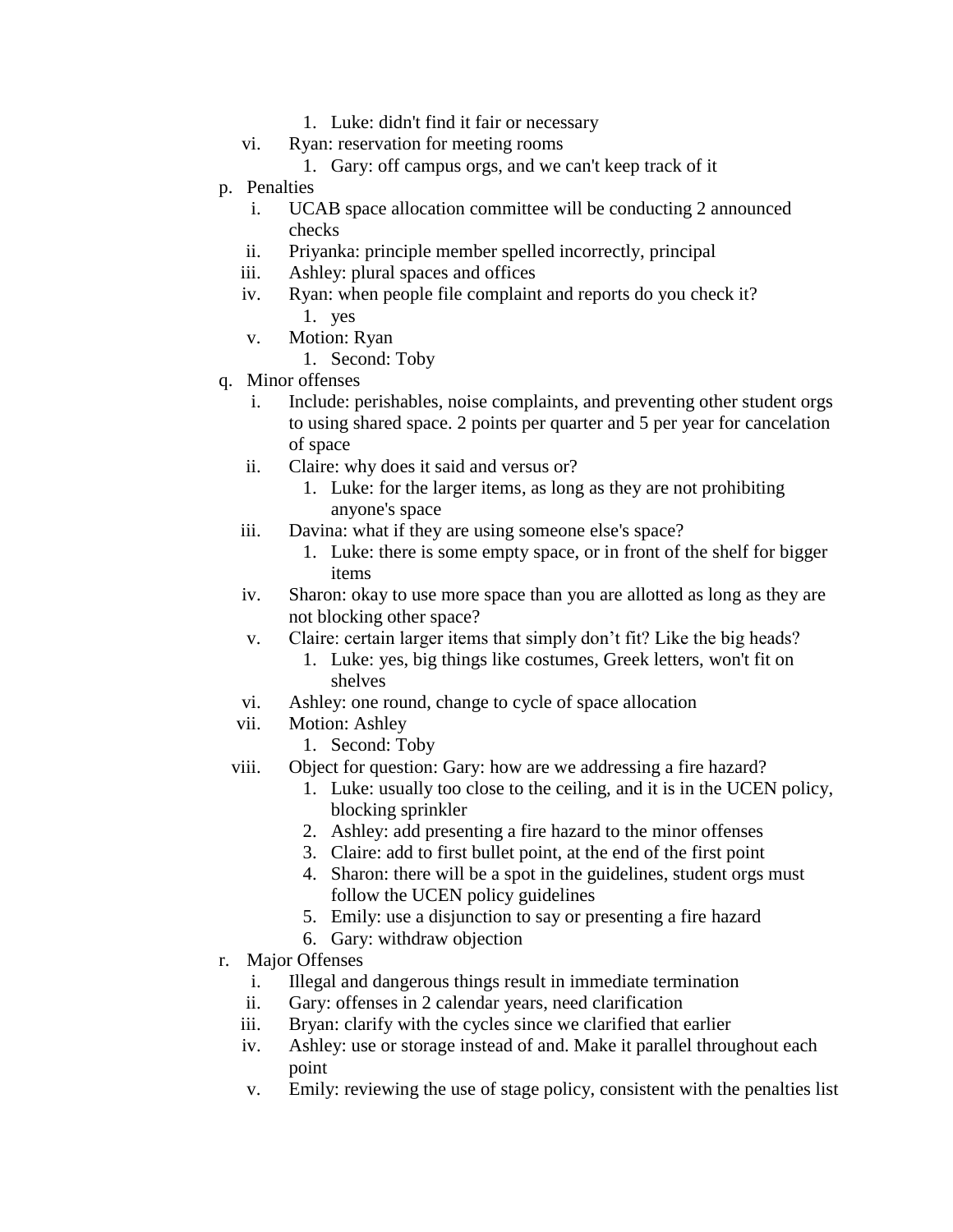1. Luke: didn't find it fair or necessary
        vi. Ryan: reservation for meeting rooms
            1. Gary: off campus orgs, and we can't keep track of it
    p. Penalties
        i. UCAB space allocation committee will be conducting 2 announced checks
        ii. Priyanka: principle member spelled incorrectly, principal
        iii. Ashley: plural spaces and offices
        iv. Ryan: when people file complaint and reports do you check it?
            1. yes
        v. Motion: Ryan
            1. Second: Toby
    q. Minor offenses
        i. Include: perishables, noise complaints, and preventing other student orgs to using shared space. 2 points per quarter and 5 per year for cancelation of space
        ii. Claire: why does it said and versus or?
            1. Luke: for the larger items, as long as they are not prohibiting anyone's space
        iii. Davina: what if they are using someone else's space?
            1. Luke: there is some empty space, or in front of the shelf for bigger items
        iv. Sharon: okay to use more space than you are allotted as long as they are not blocking other space?
        v. Claire: certain larger items that simply don't fit? Like the big heads?
            1. Luke: yes, big things like costumes, Greek letters, won't fit on shelves
        vi. Ashley: one round, change to cycle of space allocation
        vii. Motion: Ashley
            1. Second: Toby
        viii. Object for question: Gary: how are we addressing a fire hazard?
            1. Luke: usually too close to the ceiling, and it is in the UCEN policy, blocking sprinkler
            2. Ashley: add presenting a fire hazard to the minor offenses
            3. Claire: add to first bullet point, at the end of the first point
            4. Sharon: there will be a spot in the guidelines, student orgs must follow the UCEN policy guidelines
            5. Emily: use a disjunction to say or presenting a fire hazard
            6. Gary: withdraw objection
    r. Major Offenses
        i. Illegal and dangerous things result in immediate termination
        ii. Gary: offenses in 2 calendar years, need clarification
        iii. Bryan: clarify with the cycles since we clarified that earlier
        iv. Ashley: use or storage instead of and. Make it parallel throughout each point
        v. Emily: reviewing the use of stage policy, consistent with the penalties list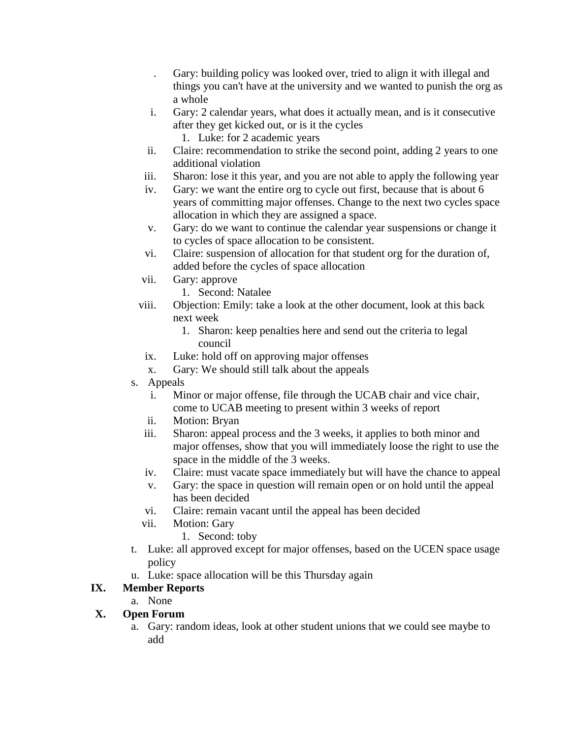. Gary: building policy was looked over, tried to align it with illegal and things you can't have at the university and we wanted to punish the org as a whole

   i. Gary: 2 calendar years, what does it actually mean, and is it consecutive after they get kicked out, or is it the cycles
      1. Luke: for 2 academic years
   ii. Claire: recommendation to strike the second point, adding 2 years to one additional violation
   iii. Sharon: lose it this year, and you are not able to apply the following year
   iv. Gary: we want the entire org to cycle out first, because that is about 6 years of committing major offenses. Change to the next two cycles space allocation in which they are assigned a space.
   v. Gary: do we want to continue the calendar year suspensions or change it to cycles of space allocation to be consistent.
   vi. Claire: suspension of allocation for that student org for the duration of, added before the cycles of space allocation
   vii. Gary: approve
      1. Second: Natalee
   viii. Objection: Emily: take a look at the other document, look at this back next week
      1. Sharon: keep penalties here and send out the criteria to legal council
   ix. Luke: hold off on approving major offenses
   x. Gary: We should still talk about the appeals

s. Appeals
   i. Minor or major offense, file through the UCAB chair and vice chair, come to UCAB meeting to present within 3 weeks of report
   ii. Motion: Bryan
   iii. Sharon: appeal process and the 3 weeks, it applies to both minor and major offenses, show that you will immediately loose the right to use the space in the middle of the 3 weeks.
   iv. Claire: must vacate space immediately but will have the chance to appeal
   v. Gary: the space in question will remain open or on hold until the appeal has been decided
   vi. Claire: remain vacant until the appeal has been decided
   vii. Motion: Gary
      1. Second: toby

t. Luke: all approved except for major offenses, based on the UCEN space usage policy

u. Luke: space allocation will be this Thursday again

## IX. Member Reports

a. None

## X. Open Forum

a. Gary: random ideas, look at other student unions that we could see maybe to add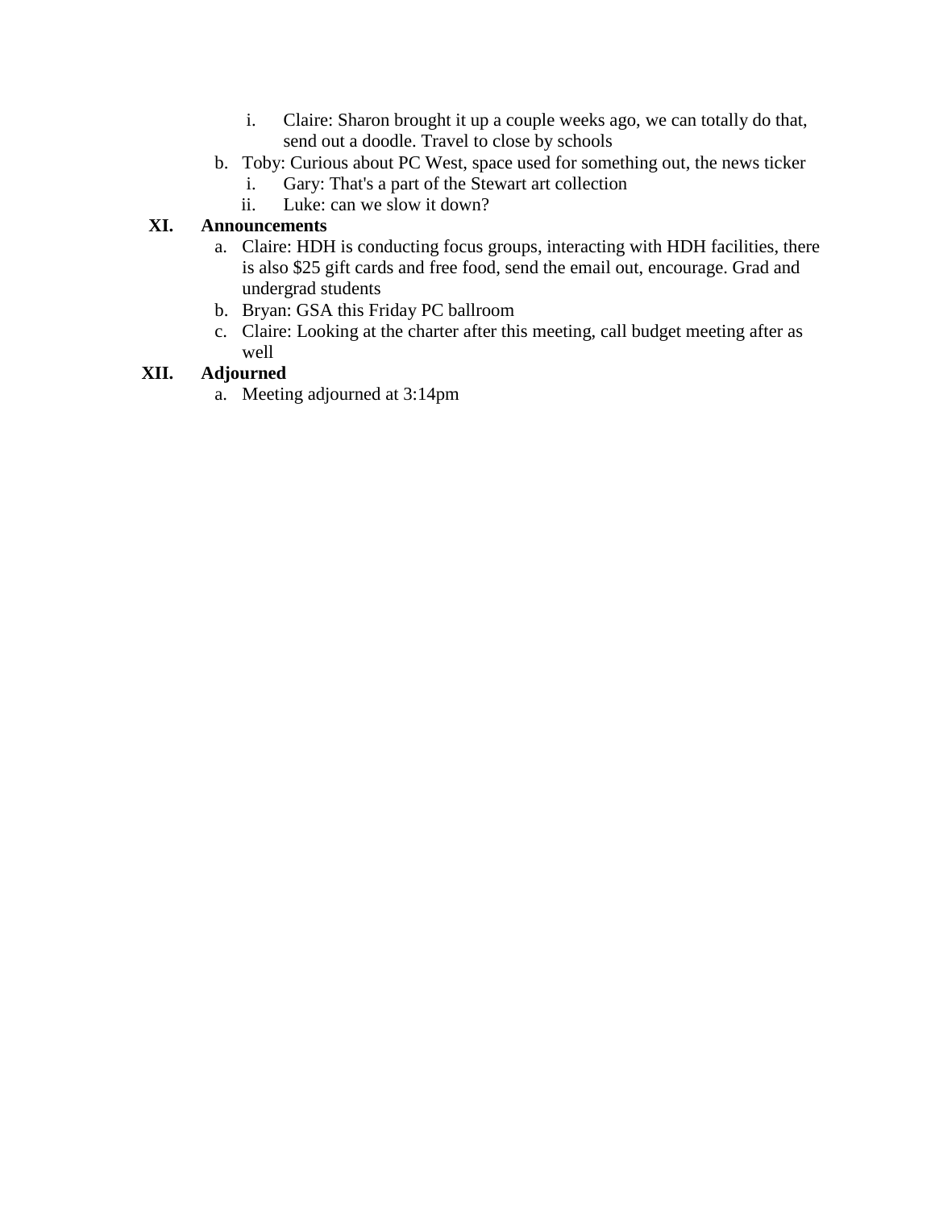i. Claire: Sharon brought it up a couple weeks ago, we can totally do that, send out a doodle. Travel to close by schools

b. Toby: Curious about PC West, space used for something out, the news ticker
   i. Gary: That's a part of the Stewart art collection
   ii. Luke: can we slow it down?

**XI. Announcements**

a. Claire: HDH is conducting focus groups, interacting with HDH facilities, there is also $25 gift cards and free food, send the email out, encourage. Grad and undergrad students

b. Bryan: GSA this Friday PC ballroom

c. Claire: Looking at the charter after this meeting, call budget meeting after as well

**XII. Adjourned**

a. Meeting adjourned at 3:14pm